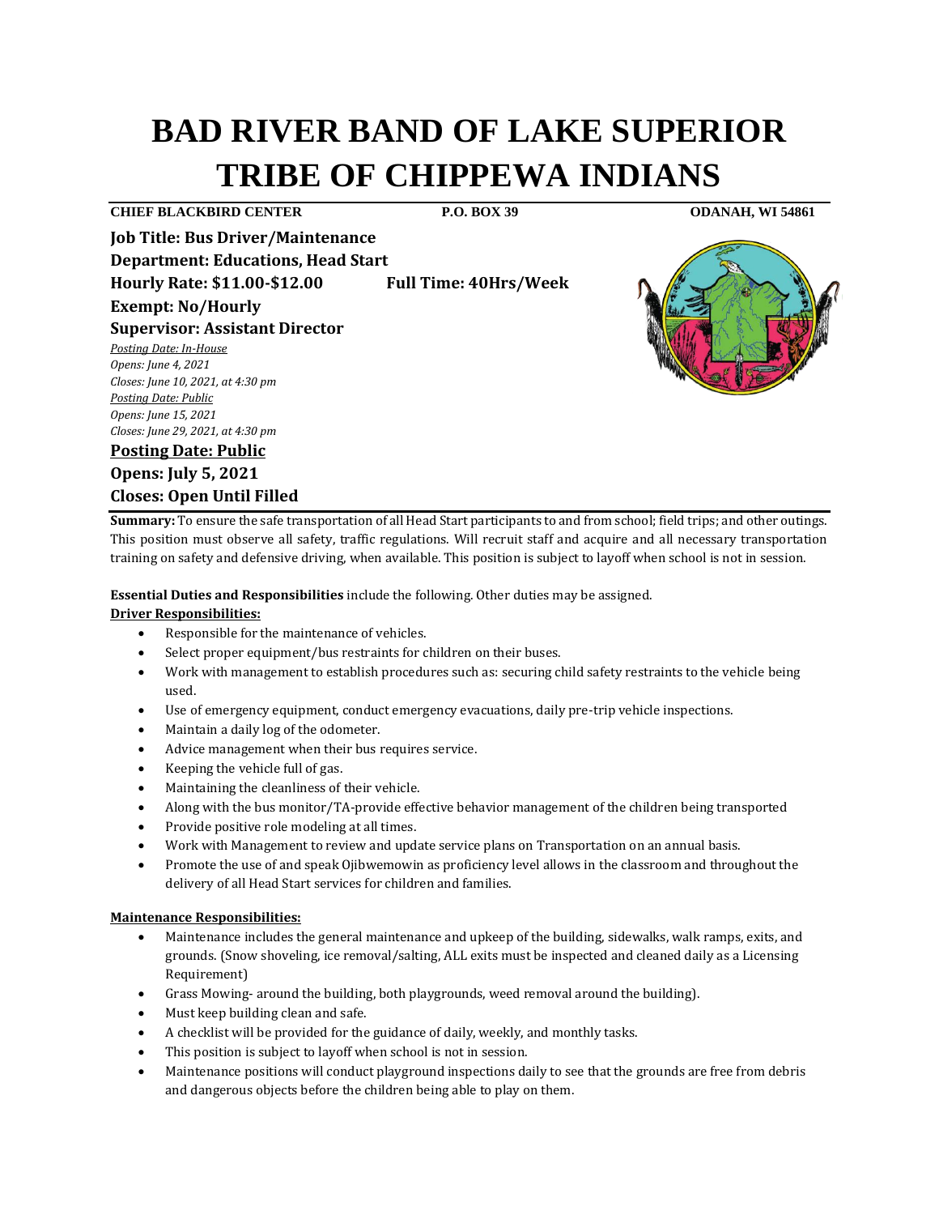# BAD RIVER BAND OF LAKE SUPERIOR TRIBE OF CHIPPEWA INDIANS

**CHIEF BLACKBIRD CENTER** **P.O. BOX 39** **ODANAH, WI 54861**

**Job Title: Bus Driver/Maintenance**
**Department: Educations, Head Start**
**Hourly Rate: $11.00-$12.00** **Full Time: 40Hrs/Week**
**Exempt: No/Hourly**
**Supervisor: Assistant Director**

*Posting Date: In-House*
*Opens: June 4, 2021*
*Closes: June 10, 2021, at 4:30 pm*
*Posting Date: Public*
*Opens: June 15, 2021*
*Closes: June 29, 2021, at 4:30 pm*

**Posting Date: Public**
**Opens: July 5, 2021**
**Closes: Open Until Filled**

**Summary:** To ensure the safe transportation of all Head Start participants to and from school; field trips; and other outings. This position must observe all safety, traffic regulations. Will recruit staff and acquire and all necessary transportation training on safety and defensive driving, when available. This position is subject to layoff when school is not in session.

**Essential Duties and Responsibilities** include the following. Other duties may be assigned.

**Driver Responsibilities:**

- Responsible for the maintenance of vehicles.
- Select proper equipment/bus restraints for children on their buses.
- Work with management to establish procedures such as: securing child safety restraints to the vehicle being used.
- Use of emergency equipment, conduct emergency evacuations, daily pre-trip vehicle inspections.
- Maintain a daily log of the odometer.
- Advice management when their bus requires service.
- Keeping the vehicle full of gas.
- Maintaining the cleanliness of their vehicle.
- Along with the bus monitor/TA-provide effective behavior management of the children being transported
- Provide positive role modeling at all times.
- Work with Management to review and update service plans on Transportation on an annual basis.
- Promote the use of and speak Ojibwemowin as proficiency level allows in the classroom and throughout the delivery of all Head Start services for children and families.

**Maintenance Responsibilities:**

- Maintenance includes the general maintenance and upkeep of the building, sidewalks, walk ramps, exits, and grounds. (Snow shoveling, ice removal/salting, ALL exits must be inspected and cleaned daily as a Licensing Requirement)
- Grass Mowing- around the building, both playgrounds, weed removal around the building).
- Must keep building clean and safe.
- A checklist will be provided for the guidance of daily, weekly, and monthly tasks.
- This position is subject to layoff when school is not in session.
- Maintenance positions will conduct playground inspections daily to see that the grounds are free from debris and dangerous objects before the children being able to play on them.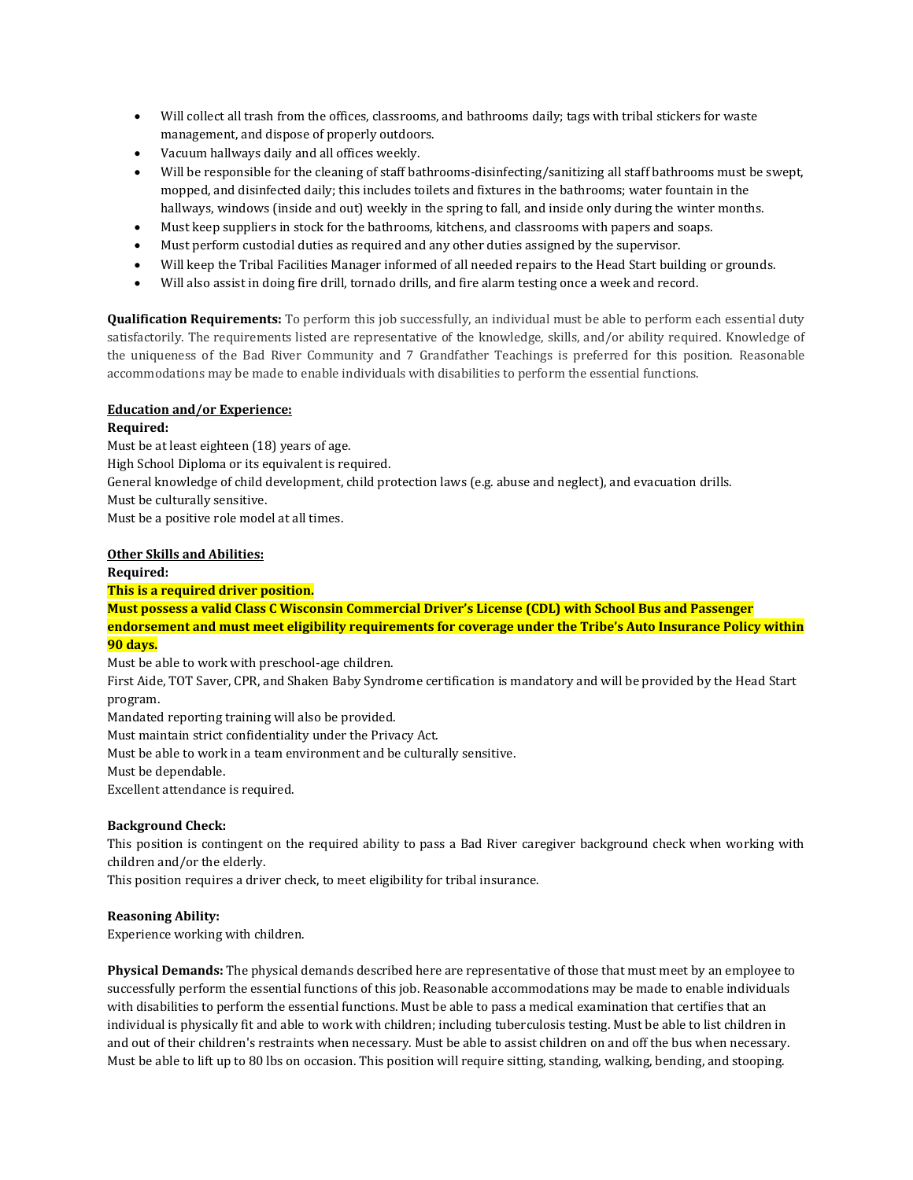- Will collect all trash from the offices, classrooms, and bathrooms daily; tags with tribal stickers for waste management, and dispose of properly outdoors.
- Vacuum hallways daily and all offices weekly.
- Will be responsible for the cleaning of staff bathrooms-disinfecting/sanitizing all staff bathrooms must be swept, mopped, and disinfected daily; this includes toilets and fixtures in the bathrooms; water fountain in the hallways, windows (inside and out) weekly in the spring to fall, and inside only during the winter months.
- Must keep suppliers in stock for the bathrooms, kitchens, and classrooms with papers and soaps.
- Must perform custodial duties as required and any other duties assigned by the supervisor.
- Will keep the Tribal Facilities Manager informed of all needed repairs to the Head Start building or grounds.
- Will also assist in doing fire drill, tornado drills, and fire alarm testing once a week and record.

**Qualification Requirements:** To perform this job successfully, an individual must be able to perform each essential duty satisfactorily. The requirements listed are representative of the knowledge, skills, and/or ability required. Knowledge of the uniqueness of the Bad River Community and 7 Grandfather Teachings is preferred for this position. Reasonable accommodations may be made to enable individuals with disabilities to perform the essential functions.

**Education and/or Experience:**

**Required:**

Must be at least eighteen (18) years of age.
High School Diploma or its equivalent is required.
General knowledge of child development, child protection laws (e.g. abuse and neglect), and evacuation drills.
Must be culturally sensitive.
Must be a positive role model at all times.

**Other Skills and Abilities:**

**Required:**

**This is a required driver position.**

**Must possess a valid Class C Wisconsin Commercial Driver's License (CDL) with School Bus and Passenger endorsement and must meet eligibility requirements for coverage under the Tribe's Auto Insurance Policy within 90 days.**

Must be able to work with preschool-age children.
First Aide, TOT Saver, CPR, and Shaken Baby Syndrome certification is mandatory and will be provided by the Head Start program.
Mandated reporting training will also be provided.
Must maintain strict confidentiality under the Privacy Act.
Must be able to work in a team environment and be culturally sensitive.
Must be dependable.
Excellent attendance is required.

**Background Check:**

This position is contingent on the required ability to pass a Bad River caregiver background check when working with children and/or the elderly.
This position requires a driver check, to meet eligibility for tribal insurance.

**Reasoning Ability:**

Experience working with children.

**Physical Demands:** The physical demands described here are representative of those that must meet by an employee to successfully perform the essential functions of this job. Reasonable accommodations may be made to enable individuals with disabilities to perform the essential functions. Must be able to pass a medical examination that certifies that an individual is physically fit and able to work with children; including tuberculosis testing. Must be able to list children in and out of their children's restraints when necessary. Must be able to assist children on and off the bus when necessary. Must be able to lift up to 80 lbs on occasion. This position will require sitting, standing, walking, bending, and stooping.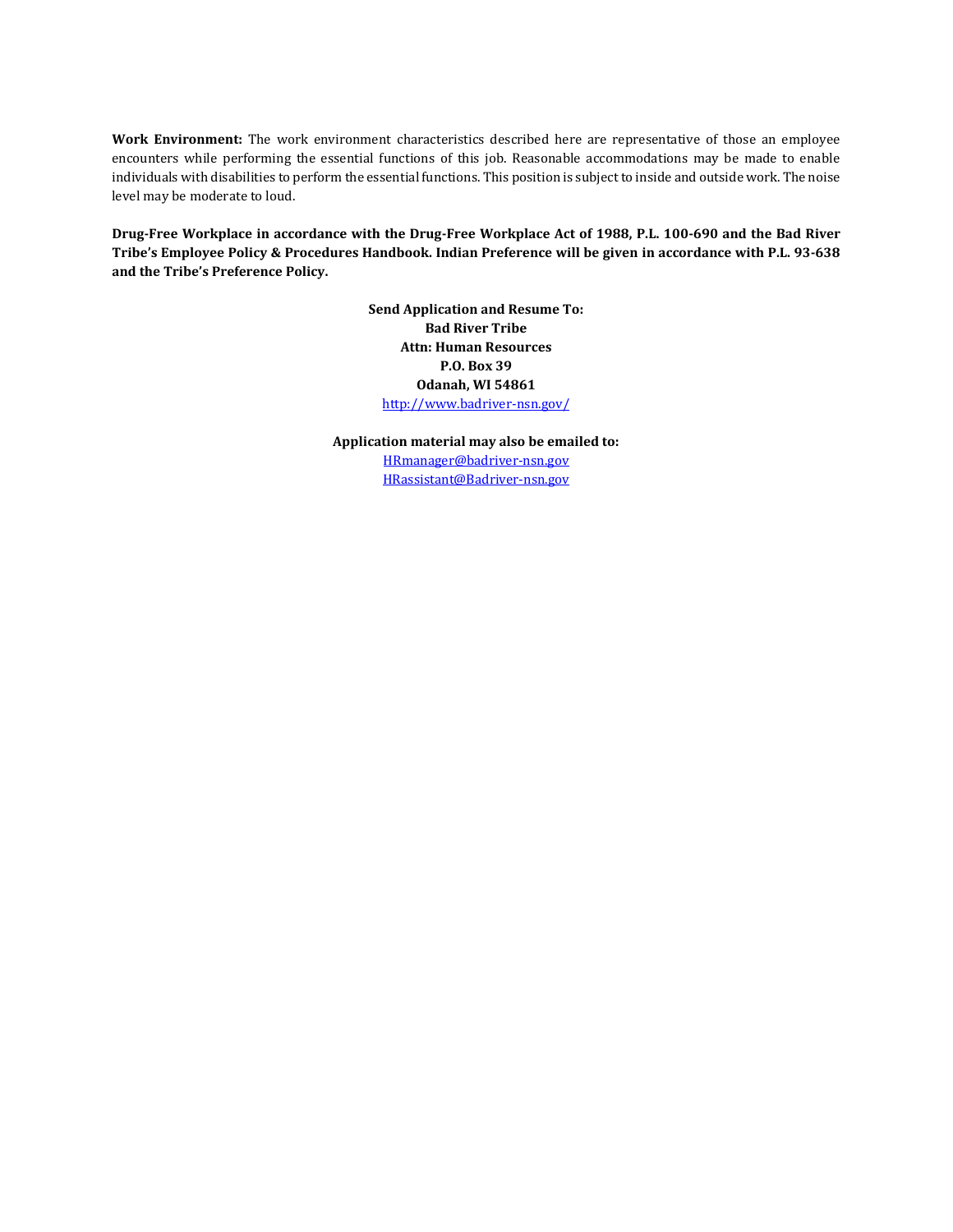**Work Environment:** The work environment characteristics described here are representative of those an employee encounters while performing the essential functions of this job. Reasonable accommodations may be made to enable individuals with disabilities to perform the essential functions. This position is subject to inside and outside work. The noise level may be moderate to loud.

**Drug-Free Workplace in accordance with the Drug-Free Workplace Act of 1988, P.L. 100-690 and the Bad River Tribe's Employee Policy & Procedures Handbook. Indian Preference will be given in accordance with P.L. 93-638 and the Tribe's Preference Policy.**

**Send Application and Resume To:**
**Bad River Tribe**
**Attn: Human Resources**
**P.O. Box 39**
**Odanah, WI 54861**
http://www.badriver-nsn.gov/

**Application material may also be emailed to:**
HRmanager@badriver-nsn.gov
HRassistant@Badriver-nsn.gov